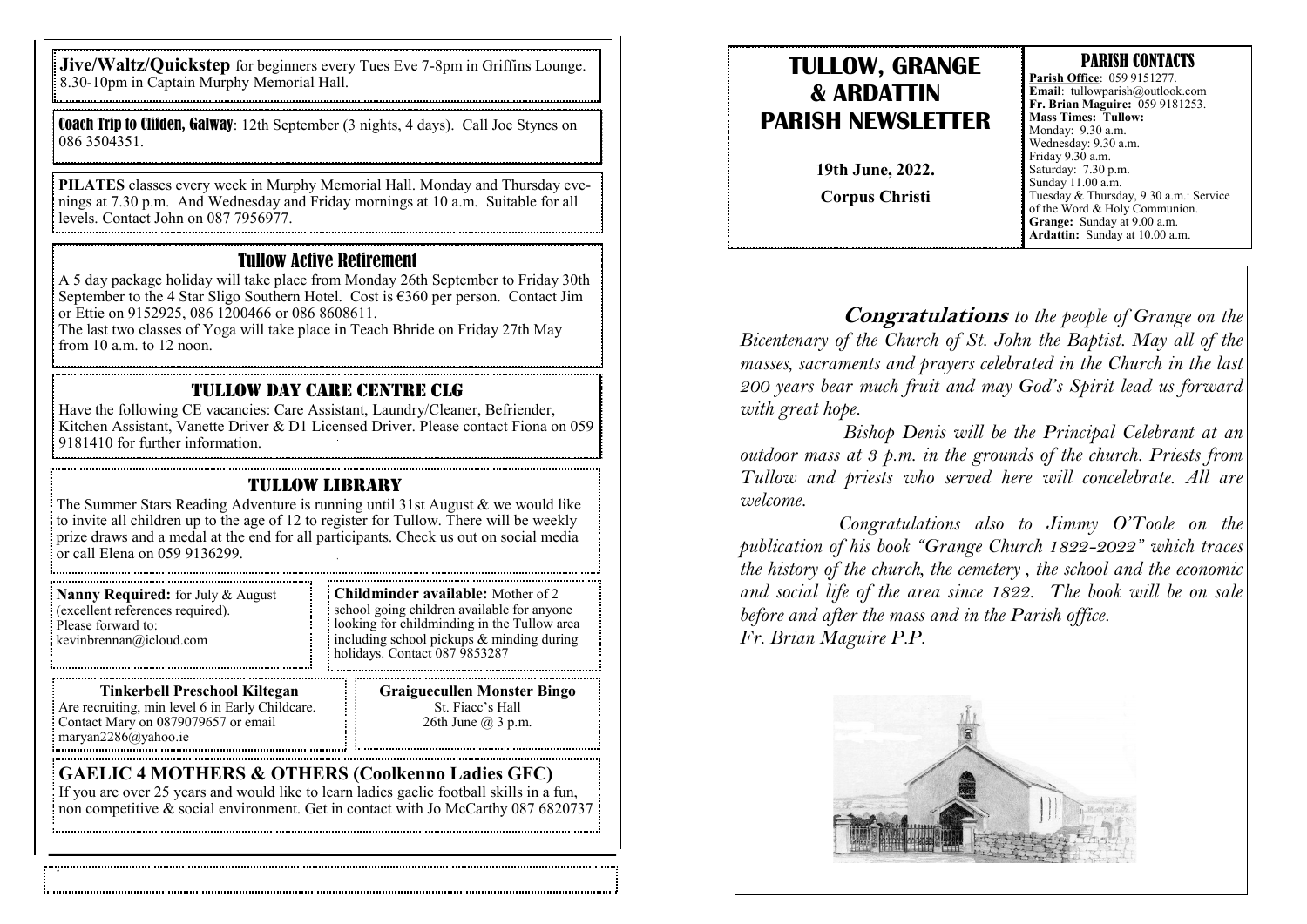**Jive/Waltz/Quickstep** for beginners every Tues Eve 7-8pm in Griffins Lounge. 8.30-10pm in Captain Murphy Memorial Hall.

**Coach Trip to Clifden, Galway**: 12th September (3 nights, 4 days). Call Joe Stynes on 086 3504351.

**PILATES** classes every week in Murphy Memorial Hall. Monday and Thursday evenings at 7.30 p.m. And Wednesday and Friday mornings at 10 a.m. Suitable for all levels. Contact John on 087 7956977.

## Tullow Active Retirement

A 5 day package holiday will take place from Monday 26th September to Friday 30th September to the 4 Star Sligo Southern Hotel. Cost is €360 per person. Contact Jim or Ettie on 9152925, 086 1200466 or 086 8608611.

The last two classes of Yoga will take place in Teach Bhride on Friday 27th May from 10 a.m. to 12 noon.

## TULLOW DAY CARE CENTRE CLG

Have the following CE vacancies: Care Assistant, Laundry/Cleaner, Befriender, Kitchen Assistant, Vanette Driver & D1 Licensed Driver. Please contact Fiona on 059 9181410 for further information.

## TULLOW LIBRARY

The Summer Stars Reading Adventure is running until 31st August & we would like to invite all children up to the age of 12 to register for Tullow. There will be weekly prize draws and a medal at the end for all participants. Check us out on social media or call Elena on 059 9136299.

**Nanny Required:** for July & August (excellent references required). Please forward to: kevinbrennan@icloud.com

**Childminder available:** Mother of 2 school going children available for anyone looking for childminding in the Tullow area including school pickups & minding during holidays. Contact 087 9853287

**Tinkerbell Preschool Kiltegan**
Are recruiting, min level 6 in Early Childcare. Contact Mary on 0879079657 or email maryan2286@yahoo.ie

**Graiguecullen Monster Bingo**
St. Fiacc's Hall
26th June @ 3 p.m.

## GAELIC 4 MOTHERS & OTHERS (Coolkenno Ladies GFC)

If you are over 25 years and would like to learn ladies gaelic football skills in a fun, non competitive & social environment. Get in contact with Jo McCarthy 087 6820737

# TULLOW, GRANGE & ARDATTIN PARISH NEWSLETTER

**19th June, 2022.**

**Corpus Christi**

## PARISH CONTACTS

**Parish Office**: 059 9151277.
**Email**: tullowparish@outlook.com
**Fr. Brian Maguire:** 059 9181253.
**Mass Times: Tullow:**
Monday: 9.30 a.m.
Wednesday: 9.30 a.m.
Friday 9.30 a.m.
Saturday: 7.30 p.m.
Sunday 11.00 a.m.
Tuesday & Thursday, 9.30 a.m.: Service of the Word & Holy Communion.
**Grange:** Sunday at 9.00 a.m.
**Ardattin:** Sunday at 10.00 a.m.

***Congratulations** to the people of Grange on the Bicentenary of the Church of St. John the Baptist. May all of the masses, sacraments and prayers celebrated in the Church in the last 200 years bear much fruit and may God's Spirit lead us forward with great hope.*

*Bishop Denis will be the Principal Celebrant at an outdoor mass at 3 p.m. in the grounds of the church. Priests from Tullow and priests who served here will concelebrate. All are welcome.*

*Congratulations also to Jimmy O'Toole on the publication of his book "Grange Church 1822-2022" which traces the history of the church, the cemetery , the school and the economic and social life of the area since 1822. The book will be on sale before and after the mass and in the Parish office.*

*Fr. Brian Maguire P.P.*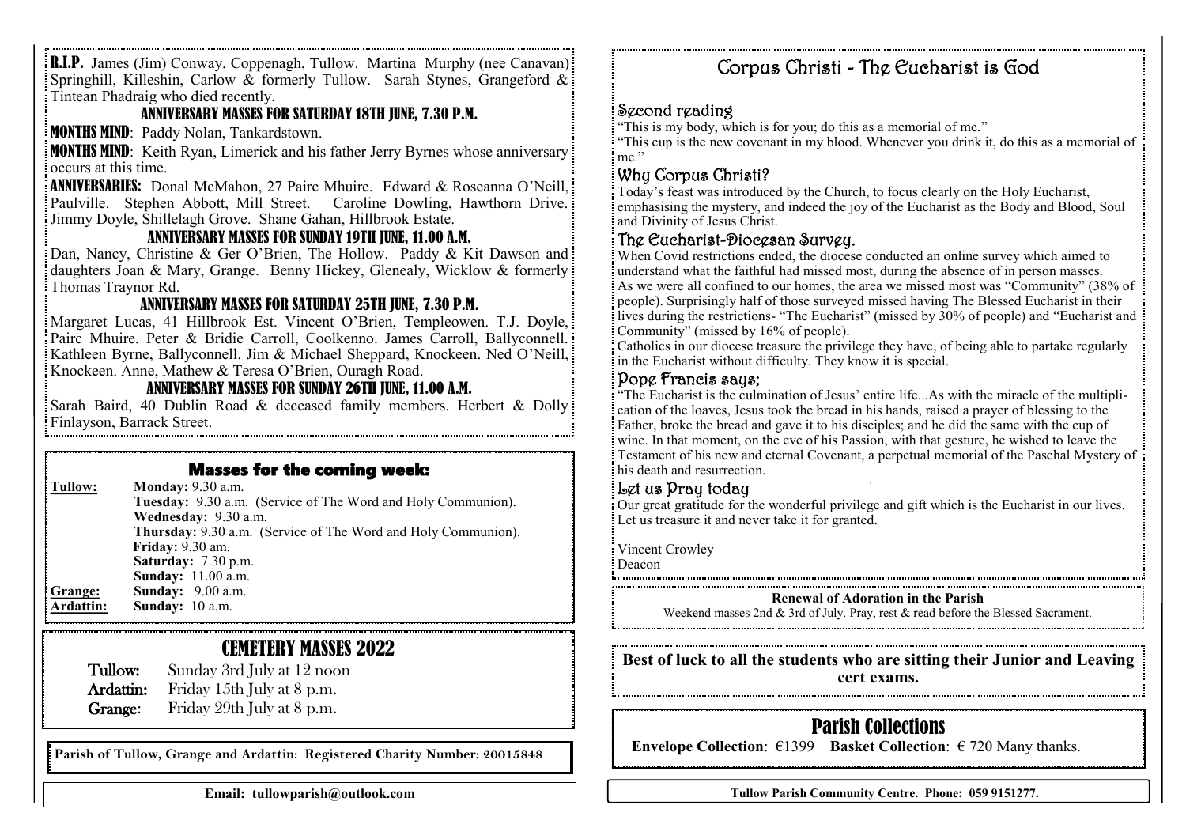**R.I.P.** James (Jim) Conway, Coppenagh, Tullow. Martina Murphy (nee Canavan) Springhill, Killeshin, Carlow & formerly Tullow. Sarah Stynes, Grangeford & Tintean Phadraig who died recently.

### ANNIVERSARY MASSES FOR SATURDAY 18TH JUNE, 7.30 P.M.

**MONTHS MIND**: Paddy Nolan, Tankardstown.

**MONTHS MIND**: Keith Ryan, Limerick and his father Jerry Byrnes whose anniversary occurs at this time.

**ANNIVERSARIES:** Donal McMahon, 27 Pairc Mhuire. Edward & Roseanna O'Neill, Paulville. Stephen Abbott, Mill Street. Caroline Dowling, Hawthorn Drive. Jimmy Doyle, Shillelagh Grove. Shane Gahan, Hillbrook Estate.

### ANNIVERSARY MASSES FOR SUNDAY 19TH JUNE, 11.00 A.M.

Dan, Nancy, Christine & Ger O'Brien, The Hollow. Paddy & Kit Dawson and daughters Joan & Mary, Grange. Benny Hickey, Glenealy, Wicklow & formerly Thomas Traynor Rd.

### ANNIVERSARY MASSES FOR SATURDAY 25TH JUNE, 7.30 P.M.

Margaret Lucas, 41 Hillbrook Est. Vincent O'Brien, Templeowen. T.J. Doyle, Pairc Mhuire. Peter & Bridie Carroll, Coolkenno. James Carroll, Ballyconnell. Kathleen Byrne, Ballyconnell. Jim & Michael Sheppard, Knockeen. Ned O'Neill, Knockeen. Anne, Mathew & Teresa O'Brien, Ouragh Road.

### ANNIVERSARY MASSES FOR SUNDAY 26TH JUNE, 11.00 A.M.

Sarah Baird, 40 Dublin Road & deceased family members. Herbert & Dolly Finlayson, Barrack Street.

## Masses for the coming week:

| | |
|---|---|
| **Tullow:** | **Monday:** 9.30 a.m. |
| | **Tuesday:** 9.30 a.m. (Service of The Word and Holy Communion). |
| | **Wednesday:** 9.30 a.m. |
| | **Thursday:** 9.30 a.m. (Service of The Word and Holy Communion). |
| | **Friday:** 9.30 am. |
| | **Saturday:** 7.30 p.m. |
| | **Sunday:** 11.00 a.m. |
| **Grange:** | **Sunday:** 9.00 a.m. |
| **Ardattin:** | **Sunday:** 10 a.m. |

## CEMETERY MASSES 2022

| | |
|---|---|
| **Tullow:** | Sunday 3rd July at 12 noon |
| **Ardattin:** | Friday 15th July at 8 p.m. |
| **Grange:** | Friday 29th July at 8 p.m. |

**Parish of Tullow, Grange and Ardattin: Registered Charity Number: 20015848**

**Email: tullowparish@outlook.com**

## Corpus Christi - The Eucharist is God

### Second reading

"This is my body, which is for you; do this as a memorial of me."
"This cup is the new covenant in my blood. Whenever you drink it, do this as a memorial of me."

### Why Corpus Christi?

Today's feast was introduced by the Church, to focus clearly on the Holy Eucharist, emphasising the mystery, and indeed the joy of the Eucharist as the Body and Blood, Soul and Divinity of Jesus Christ.

### The Eucharist-Diocesan Survey.

When Covid restrictions ended, the diocese conducted an online survey which aimed to understand what the faithful had missed most, during the absence of in person masses. As we were all confined to our homes, the area we missed most was "Community" (38% of people). Surprisingly half of those surveyed missed having The Blessed Eucharist in their lives during the restrictions- "The Eucharist" (missed by 30% of people) and "Eucharist and Community" (missed by 16% of people).

Catholics in our diocese treasure the privilege they have, of being able to partake regularly in the Eucharist without difficulty. They know it is special.

### Pope Francis says;

"The Eucharist is the culmination of Jesus' entire life...As with the miracle of the multiplication of the loaves, Jesus took the bread in his hands, raised a prayer of blessing to the Father, broke the bread and gave it to his disciples; and he did the same with the cup of wine. In that moment, on the eve of his Passion, with that gesture, he wished to leave the Testament of his new and eternal Covenant, a perpetual memorial of the Paschal Mystery of his death and resurrection.

### Let us Pray today

Our great gratitude for the wonderful privilege and gift which is the Eucharist in our lives. Let us treasure it and never take it for granted.

Vincent Crowley
Deacon

**Renewal of Adoration in the Parish**
Weekend masses 2nd & 3rd of July. Pray, rest & read before the Blessed Sacrament.

**Best of luck to all the students who are sitting their Junior and Leaving cert exams.**

## Parish Collections

**Envelope Collection**: €1399 **Basket Collection**: € 720 Many thanks.

**Tullow Parish Community Centre. Phone: 059 9151277.**